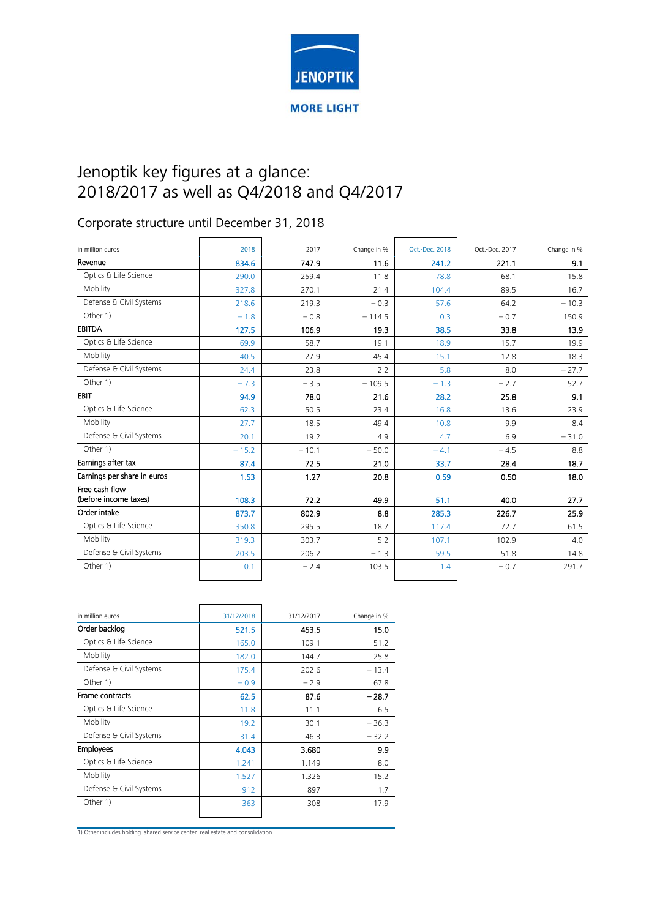JENOPTIK

MORE LIGHT

# Jenoptik key figures at a glance: 2018/2017 as well as Q4/2018 and Q4/2017

## Corporate structure until December 31, 2018

| in million euros | 2018 | 2017 | Change in % | Oct.-Dec. 2018 | Oct.-Dec. 2017 | Change in % |
|---|---|---|---|---|---|---|
| **Revenue** | **834.6** | **747.9** | **11.6** | **241.2** | **221.1** | **9.1** |
| Optics & Life Science | 290.0 | 259.4 | 11.8 | 78.8 | 68.1 | 15.8 |
| Mobility | 327.8 | 270.1 | 21.4 | 104.4 | 89.5 | 16.7 |
| Defense & Civil Systems | 218.6 | 219.3 | − 0.3 | 57.6 | 64.2 | − 10.3 |
| Other 1) | − 1.8 | − 0.8 | − 114.5 | 0.3 | − 0.7 | 150.9 |
| **EBITDA** | **127.5** | **106.9** | **19.3** | **38.5** | **33.8** | **13.9** |
| Optics & Life Science | 69.9 | 58.7 | 19.1 | 18.9 | 15.7 | 19.9 |
| Mobility | 40.5 | 27.9 | 45.4 | 15.1 | 12.8 | 18.3 |
| Defense & Civil Systems | 24.4 | 23.8 | 2.2 | 5.8 | 8.0 | − 27.7 |
| Other 1) | − 7.3 | − 3.5 | − 109.5 | − 1.3 | − 2.7 | 52.7 |
| **EBIT** | **94.9** | **78.0** | **21.6** | **28.2** | **25.8** | **9.1** |
| Optics & Life Science | 62.3 | 50.5 | 23.4 | 16.8 | 13.6 | 23.9 |
| Mobility | 27.7 | 18.5 | 49.4 | 10.8 | 9.9 | 8.4 |
| Defense & Civil Systems | 20.1 | 19.2 | 4.9 | 4.7 | 6.9 | − 31.0 |
| Other 1) | − 15.2 | − 10.1 | − 50.0 | − 4.1 | − 4.5 | 8.8 |
| **Earnings after tax** | **87.4** | **72.5** | **21.0** | **33.7** | **28.4** | **18.7** |
| **Earnings per share in euros** | **1.53** | **1.27** | **20.8** | **0.59** | **0.50** | **18.0** |
| **Free cash flow (before income taxes)** | **108.3** | **72.2** | **49.9** | **51.1** | **40.0** | **27.7** |
| **Order intake** | **873.7** | **802.9** | **8.8** | **285.3** | **226.7** | **25.9** |
| Optics & Life Science | 350.8 | 295.5 | 18.7 | 117.4 | 72.7 | 61.5 |
| Mobility | 319.3 | 303.7 | 5.2 | 107.1 | 102.9 | 4.0 |
| Defense & Civil Systems | 203.5 | 206.2 | − 1.3 | 59.5 | 51.8 | 14.8 |
| Other 1) | 0.1 | − 2.4 | 103.5 | 1.4 | − 0.7 | 291.7 |

| in million euros | 31/12/2018 | 31/12/2017 | Change in % |
|---|---|---|---|
| **Order backlog** | **521.5** | **453.5** | **15.0** |
| Optics & Life Science | 165.0 | 109.1 | 51.2 |
| Mobility | 182.0 | 144.7 | 25.8 |
| Defense & Civil Systems | 175.4 | 202.6 | − 13.4 |
| Other 1) | − 0.9 | − 2.9 | 67.8 |
| **Frame contracts** | **62.5** | **87.6** | **− 28.7** |
| Optics & Life Science | 11.8 | 11.1 | 6.5 |
| Mobility | 19.2 | 30.1 | − 36.3 |
| Defense & Civil Systems | 31.4 | 46.3 | − 32.2 |
| **Employees** | **4.043** | **3.680** | **9.9** |
| Optics & Life Science | 1.241 | 1.149 | 8.0 |
| Mobility | 1.527 | 1.326 | 15.2 |
| Defense & Civil Systems | 912 | 897 | 1.7 |
| Other 1) | 363 | 308 | 17.9 |

1) Other includes holding. shared service center. real estate and consolidation.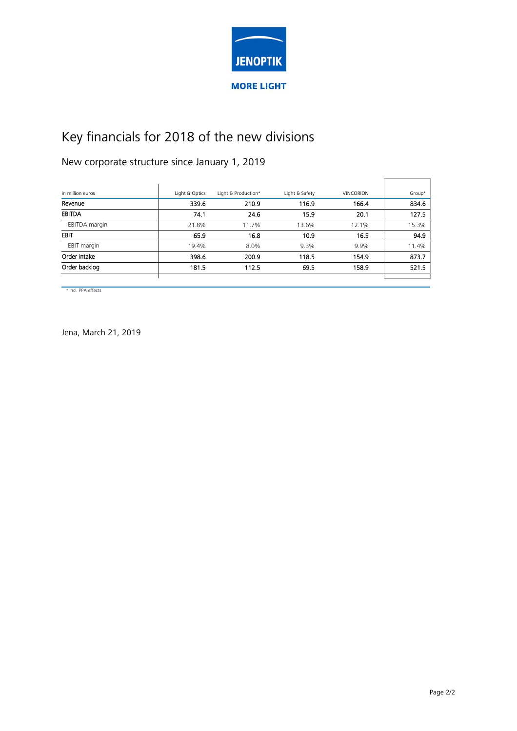# Key financials for 2018 of the new divisions

## New corporate structure since January 1, 2019

| in million euros | Light & Optics | Light & Production* | Light & Safety | VINCORION | Group* |
|---|---|---|---|---|---|
| Revenue | 339.6 | 210.9 | 116.9 | 166.4 | 834.6 |
| EBITDA | 74.1 | 24.6 | 15.9 | 20.1 | 127.5 |
| EBITDA margin | 21.8% | 11.7% | 13.6% | 12.1% | 15.3% |
| EBIT | 65.9 | 16.8 | 10.9 | 16.5 | 94.9 |
| EBIT margin | 19.4% | 8.0% | 9.3% | 9.9% | 11.4% |
| Order intake | 398.6 | 200.9 | 118.5 | 154.9 | 873.7 |
| Order backlog | 181.5 | 112.5 | 69.5 | 158.9 | 521.5 |

* incl. PPA effects

Jena, March 21, 2019